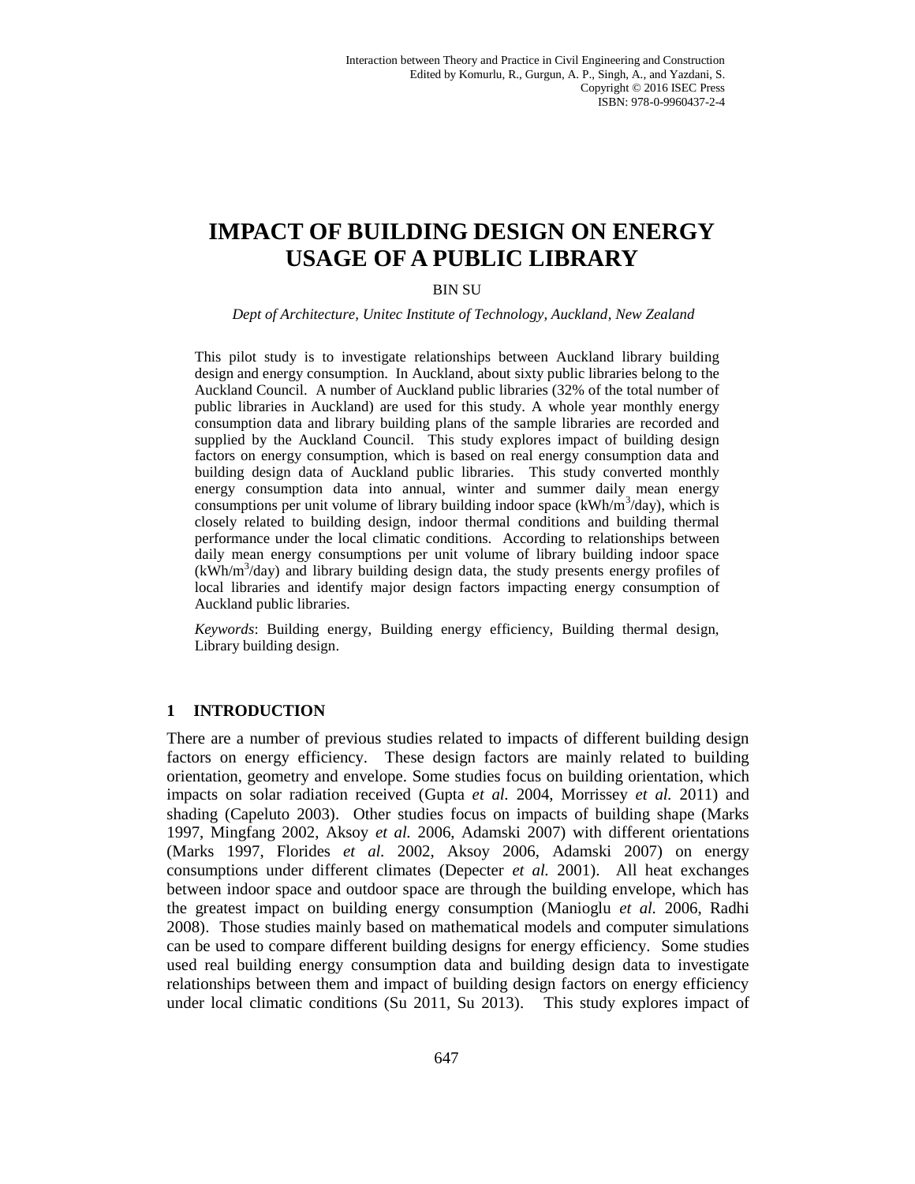# IMPACT OF BUILDING DESIGN ON ENERGY USAGE OF A PUBLIC LIBRARY

BIN SU

*Dept of Architecture, Unitec Institute of Technology, Auckland, New Zealand*

This pilot study is to investigate relationships between Auckland library building design and energy consumption. In Auckland, about sixty public libraries belong to the Auckland Council. A number of Auckland public libraries (32% of the total number of public libraries in Auckland) are used for this study. A whole year monthly energy consumption data and library building plans of the sample libraries are recorded and supplied by the Auckland Council. This study explores impact of building design factors on energy consumption, which is based on real energy consumption data and building design data of Auckland public libraries. This study converted monthly energy consumption data into annual, winter and summer daily mean energy consumptions per unit volume of library building indoor space ($kWh/m^3/day$), which is closely related to building design, indoor thermal conditions and building thermal performance under the local climatic conditions. According to relationships between daily mean energy consumptions per unit volume of library building indoor space ($kWh/m^3/day$) and library building design data, the study presents energy profiles of local libraries and identify major design factors impacting energy consumption of Auckland public libraries.

*Keywords*: Building energy, Building energy efficiency, Building thermal design, Library building design.

## 1 INTRODUCTION

There are a number of previous studies related to impacts of different building design factors on energy efficiency. These design factors are mainly related to building orientation, geometry and envelope. Some studies focus on building orientation, which impacts on solar radiation received (Gupta *et al.* 2004, Morrissey *et al.* 2011) and shading (Capeluto 2003). Other studies focus on impacts of building shape (Marks 1997, Mingfang 2002, Aksoy *et al.* 2006, Adamski 2007) with different orientations (Marks 1997, Florides *et al.* 2002, Aksoy 2006, Adamski 2007) on energy consumptions under different climates (Depecter *et al.* 2001). All heat exchanges between indoor space and outdoor space are through the building envelope, which has the greatest impact on building energy consumption (Manioglu *et al.* 2006, Radhi 2008). Those studies mainly based on mathematical models and computer simulations can be used to compare different building designs for energy efficiency. Some studies used real building energy consumption data and building design data to investigate relationships between them and impact of building design factors on energy efficiency under local climatic conditions (Su 2011, Su 2013). This study explores impact of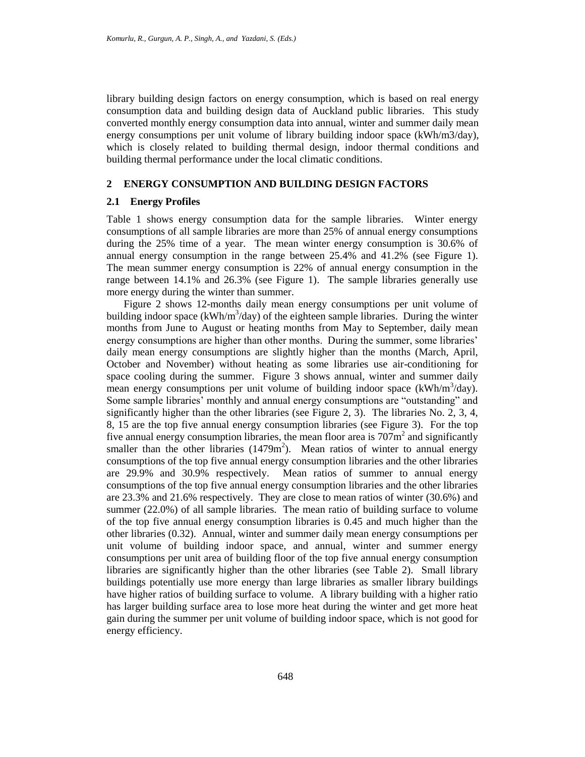library building design factors on energy consumption, which is based on real energy consumption data and building design data of Auckland public libraries. This study converted monthly energy consumption data into annual, winter and summer daily mean energy consumptions per unit volume of library building indoor space (kWh/m3/day), which is closely related to building thermal design, indoor thermal conditions and building thermal performance under the local climatic conditions.

## 2 ENERGY CONSUMPTION AND BUILDING DESIGN FACTORS

### 2.1 Energy Profiles

Table 1 shows energy consumption data for the sample libraries. Winter energy consumptions of all sample libraries are more than 25% of annual energy consumptions during the 25% time of a year. The mean winter energy consumption is 30.6% of annual energy consumption in the range between 25.4% and 41.2% (see Figure 1). The mean summer energy consumption is 22% of annual energy consumption in the range between 14.1% and 26.3% (see Figure 1). The sample libraries generally use more energy during the winter than summer.

Figure 2 shows 12-months daily mean energy consumptions per unit volume of building indoor space (kWh/m$^3$/day) of the eighteen sample libraries. During the winter months from June to August or heating months from May to September, daily mean energy consumptions are higher than other months. During the summer, some libraries' daily mean energy consumptions are slightly higher than the months (March, April, October and November) without heating as some libraries use air-conditioning for space cooling during the summer. Figure 3 shows annual, winter and summer daily mean energy consumptions per unit volume of building indoor space (kWh/m$^3$/day). Some sample libraries' monthly and annual energy consumptions are "outstanding" and significantly higher than the other libraries (see Figure 2, 3). The libraries No. 2, 3, 4, 8, 15 are the top five annual energy consumption libraries (see Figure 3). For the top five annual energy consumption libraries, the mean floor area is 707m$^2$ and significantly smaller than the other libraries (1479m$^2$). Mean ratios of winter to annual energy consumptions of the top five annual energy consumption libraries and the other libraries are 29.9% and 30.9% respectively. Mean ratios of summer to annual energy consumptions of the top five annual energy consumption libraries and the other libraries are 23.3% and 21.6% respectively. They are close to mean ratios of winter (30.6%) and summer (22.0%) of all sample libraries. The mean ratio of building surface to volume of the top five annual energy consumption libraries is 0.45 and much higher than the other libraries (0.32). Annual, winter and summer daily mean energy consumptions per unit volume of building indoor space, and annual, winter and summer energy consumptions per unit area of building floor of the top five annual energy consumption libraries are significantly higher than the other libraries (see Table 2). Small library buildings potentially use more energy than large libraries as smaller library buildings have higher ratios of building surface to volume. A library building with a higher ratio has larger building surface area to lose more heat during the winter and get more heat gain during the summer per unit volume of building indoor space, which is not good for energy efficiency.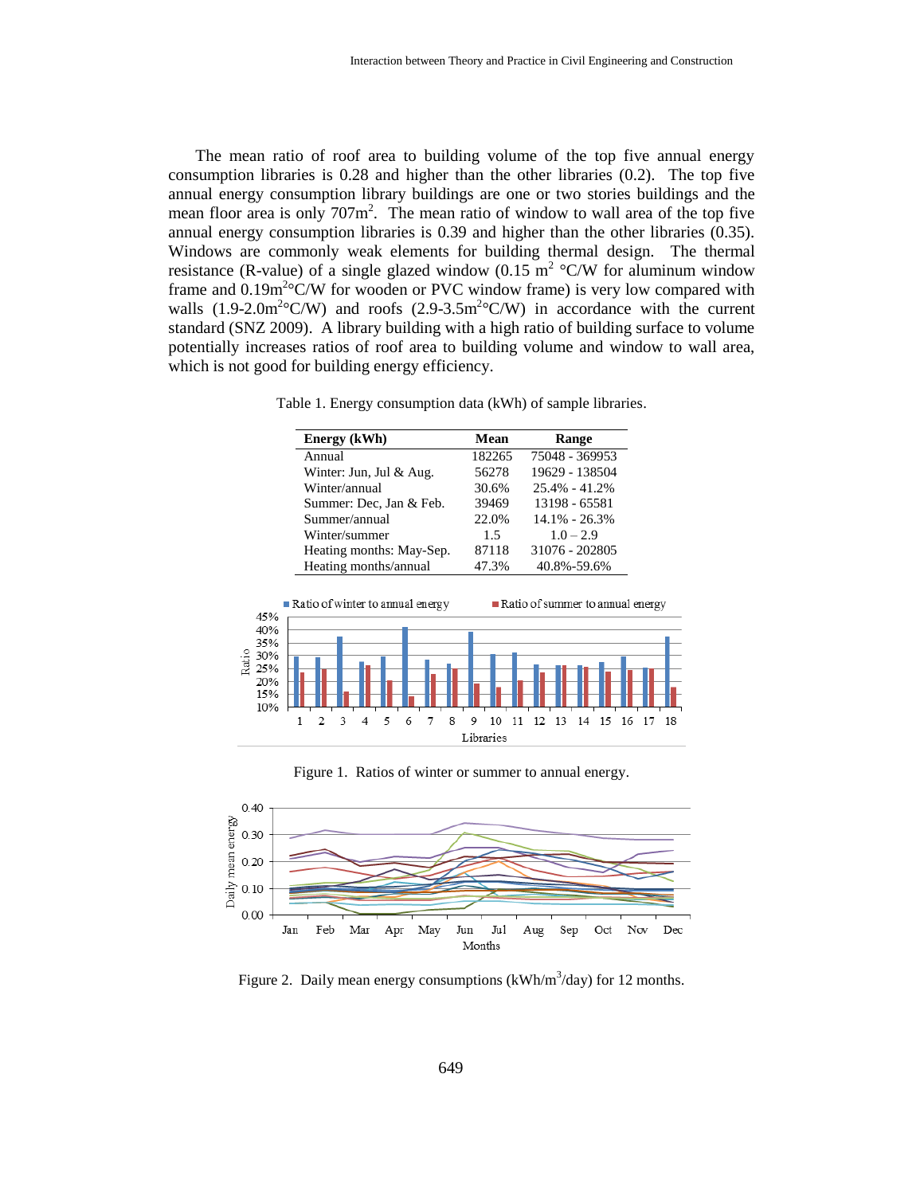The mean ratio of roof area to building volume of the top five annual energy consumption libraries is 0.28 and higher than the other libraries (0.2). The top five annual energy consumption library buildings are one or two stories buildings and the mean floor area is only 707m$^2$. The mean ratio of window to wall area of the top five annual energy consumption libraries is 0.39 and higher than the other libraries (0.35). Windows are commonly weak elements for building thermal design. The thermal resistance (R-value) of a single glazed window (0.15 m$^2$ °C/W for aluminum window frame and 0.19m$^2$°C/W for wooden or PVC window frame) is very low compared with walls (1.9-2.0m$^2$°C/W) and roofs (2.9-3.5m$^2$°C/W) in accordance with the current standard (SNZ 2009). A library building with a high ratio of building surface to volume potentially increases ratios of roof area to building volume and window to wall area, which is not good for building energy efficiency.

Table 1. Energy consumption data (kWh) of sample libraries.

| Energy (kWh) | Mean | Range |
|---|---|---|
| Annual | 182265 | 75048 - 369953 |
| Winter: Jun, Jul & Aug. | 56278 | 19629 - 138504 |
| Winter/annual | 30.6% | 25.4% - 41.2% |
| Summer: Dec, Jan & Feb. | 39469 | 13198 - 65581 |
| Summer/annual | 22.0% | 14.1% - 26.3% |
| Winter/summer | 1.5 | 1.0 – 2.9 |
| Heating months: May-Sep. | 87118 | 31076 - 202805 |
| Heating months/annual | 47.3% | 40.8%-59.6% |

Figure 1. Ratios of winter or summer to annual energy.

Figure 2. Daily mean energy consumptions (kWh/m$^3$/day) for 12 months.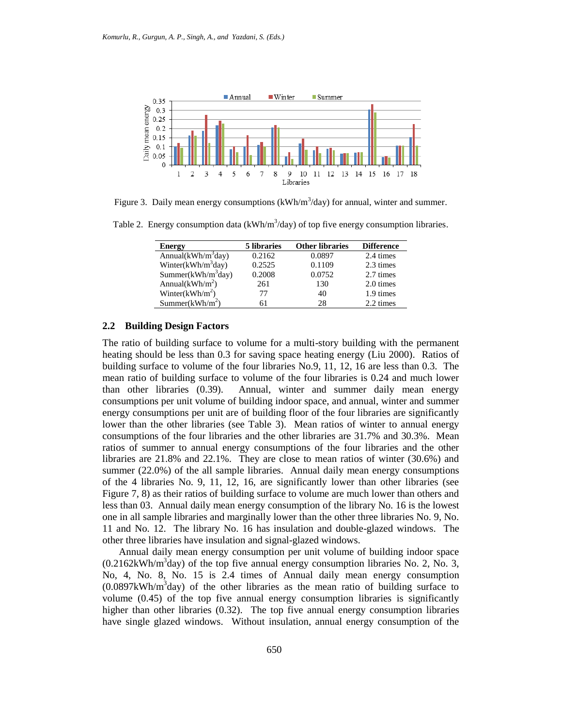Figure 3. Daily mean energy consumptions (kWh/m$^3$/day) for annual, winter and summer.

Table 2. Energy consumption data (kWh/m$^3$/day) of top five energy consumption libraries.

| Energy | 5 libraries | Other libraries | Difference |
|---|---|---|---|
| Annual(kWh/m$^3$day) | 0.2162 | 0.0897 | 2.4 times |
| Winter(kWh/m$^3$day) | 0.2525 | 0.1109 | 2.3 times |
| Summer(kWh/m$^3$day) | 0.2008 | 0.0752 | 2.7 times |
| Annual(kWh/m$^2$) | 261 | 130 | 2.0 times |
| Winter(kWh/m$^2$) | 77 | 40 | 1.9 times |
| Summer(kWh/m$^2$) | 61 | 28 | 2.2 times |

## 2.2 Building Design Factors

The ratio of building surface to volume for a multi-story building with the permanent heating should be less than 0.3 for saving space heating energy (Liu 2000). Ratios of building surface to volume of the four libraries No.9, 11, 12, 16 are less than 0.3. The mean ratio of building surface to volume of the four libraries is 0.24 and much lower than other libraries (0.39). Annual, winter and summer daily mean energy consumptions per unit volume of building indoor space, and annual, winter and summer energy consumptions per unit are of building floor of the four libraries are significantly lower than the other libraries (see Table 3). Mean ratios of winter to annual energy consumptions of the four libraries and the other libraries are 31.7% and 30.3%. Mean ratios of summer to annual energy consumptions of the four libraries and the other libraries are 21.8% and 22.1%. They are close to mean ratios of winter (30.6%) and summer (22.0%) of the all sample libraries. Annual daily mean energy consumptions of the 4 libraries No. 9, 11, 12, 16, are significantly lower than other libraries (see Figure 7, 8) as their ratios of building surface to volume are much lower than others and less than 03. Annual daily mean energy consumption of the library No. 16 is the lowest one in all sample libraries and marginally lower than the other three libraries No. 9, No. 11 and No. 12. The library No. 16 has insulation and double-glazed windows. The other three libraries have insulation and signal-glazed windows.

Annual daily mean energy consumption per unit volume of building indoor space (0.2162kWh/m$^3$day) of the top five annual energy consumption libraries No. 2, No. 3, No, 4, No. 8, No. 15 is 2.4 times of Annual daily mean energy consumption (0.0897kWh/m$^3$day) of the other libraries as the mean ratio of building surface to volume (0.45) of the top five annual energy consumption libraries is significantly higher than other libraries (0.32). The top five annual energy consumption libraries have single glazed windows. Without insulation, annual energy consumption of the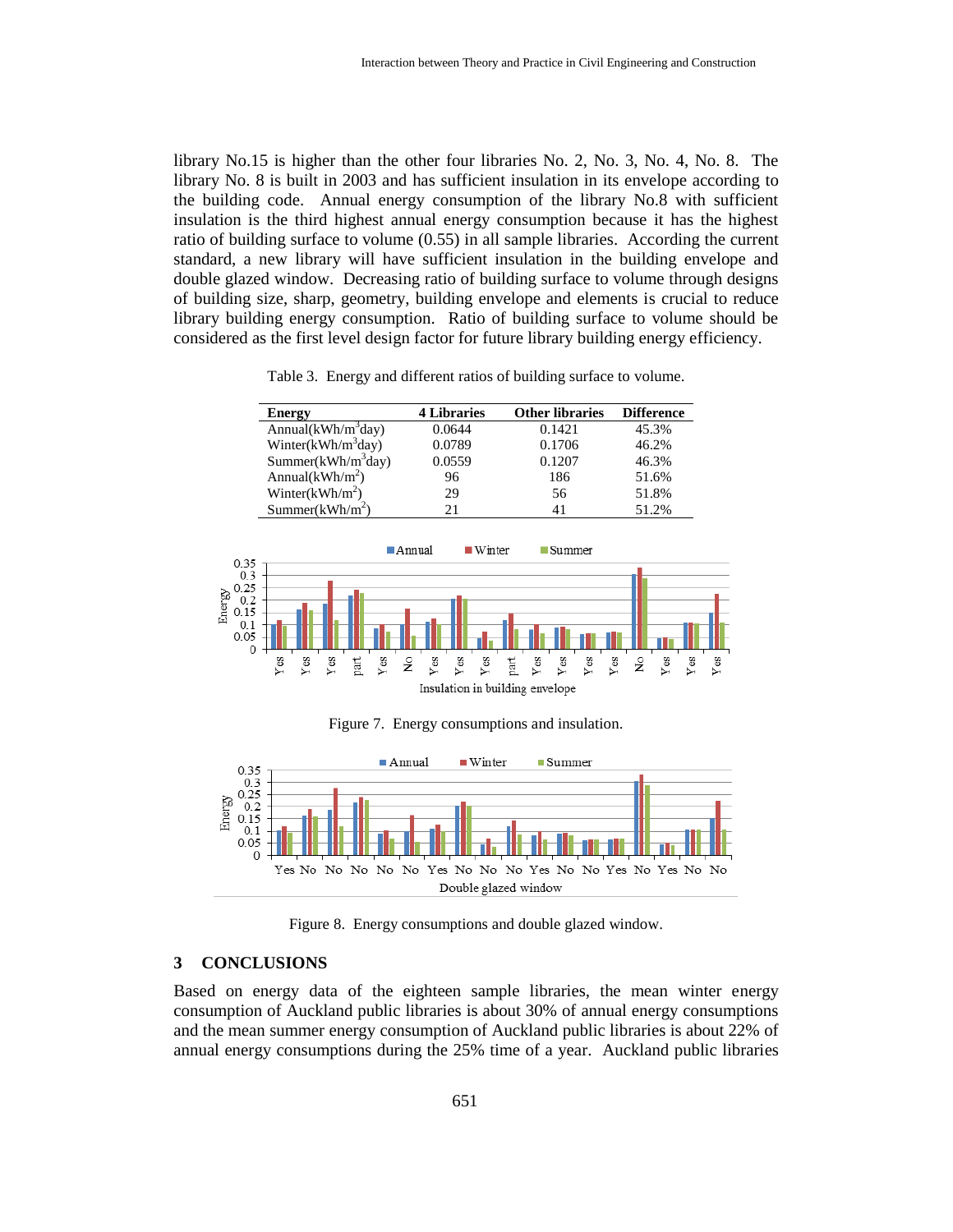library No.15 is higher than the other four libraries No. 2, No. 3, No. 4, No. 8. The library No. 8 is built in 2003 and has sufficient insulation in its envelope according to the building code. Annual energy consumption of the library No.8 with sufficient insulation is the third highest annual energy consumption because it has the highest ratio of building surface to volume (0.55) in all sample libraries. According the current standard, a new library will have sufficient insulation in the building envelope and double glazed window. Decreasing ratio of building surface to volume through designs of building size, sharp, geometry, building envelope and elements is crucial to reduce library building energy consumption. Ratio of building surface to volume should be considered as the first level design factor for future library building energy efficiency.

Table 3. Energy and different ratios of building surface to volume.

| Energy | 4 Libraries | Other libraries | Difference |
|---|---|---|---|
| Annual($kWh/m^3day$) | 0.0644 | 0.1421 | 45.3% |
| Winter($kWh/m^3day$) | 0.0789 | 0.1706 | 46.2% |
| Summer($kWh/m^3day$) | 0.0559 | 0.1207 | 46.3% |
| Annual($kWh/m^2$) | 96 | 186 | 51.6% |
| Winter($kWh/m^2$) | 29 | 56 | 51.8% |
| Summer($kWh/m^2$) | 21 | 41 | 51.2% |

Figure 7. Energy consumptions and insulation.

Figure 8. Energy consumptions and double glazed window.

## 3 CONCLUSIONS

Based on energy data of the eighteen sample libraries, the mean winter energy consumption of Auckland public libraries is about 30% of annual energy consumptions and the mean summer energy consumption of Auckland public libraries is about 22% of annual energy consumptions during the 25% time of a year. Auckland public libraries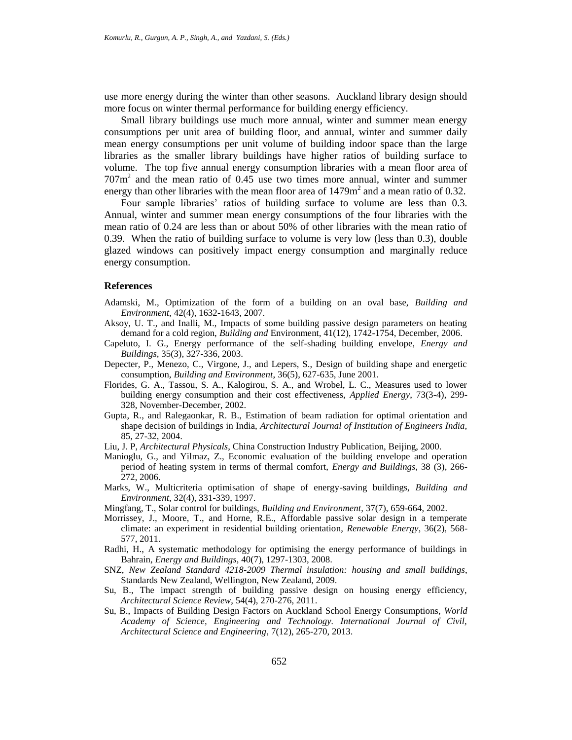use more energy during the winter than other seasons. Auckland library design should more focus on winter thermal performance for building energy efficiency.

Small library buildings use much more annual, winter and summer mean energy consumptions per unit area of building floor, and annual, winter and summer daily mean energy consumptions per unit volume of building indoor space than the large libraries as the smaller library buildings have higher ratios of building surface to volume. The top five annual energy consumption libraries with a mean floor area of $707m^2$ and the mean ratio of 0.45 use two times more annual, winter and summer energy than other libraries with the mean floor area of $1479m^2$ and a mean ratio of 0.32.

Four sample libraries' ratios of building surface to volume are less than 0.3. Annual, winter and summer mean energy consumptions of the four libraries with the mean ratio of 0.24 are less than or about 50% of other libraries with the mean ratio of 0.39. When the ratio of building surface to volume is very low (less than 0.3), double glazed windows can positively impact energy consumption and marginally reduce energy consumption.

## References

Adamski, M., Optimization of the form of a building on an oval base, *Building and Environment*, 42(4), 1632-1643, 2007.

Aksoy, U. T., and Inalli, M., Impacts of some building passive design parameters on heating demand for a cold region, *Building and* Environment, 41(12), 1742-1754, December, 2006.

Capeluto, I. G., Energy performance of the self-shading building envelope, *Energy and Buildings*, 35(3), 327-336, 2003.

Depecter, P., Menezo, C., Virgone, J., and Lepers, S., Design of building shape and energetic consumption, *Building and Environment*, 36(5), 627-635, June 2001.

Florides, G. A., Tassou, S. A., Kalogirou, S. A., and Wrobel, L. C., Measures used to lower building energy consumption and their cost effectiveness, *Applied Energy*, 73(3-4), 299-328, November-December, 2002.

Gupta, R., and Ralegaonkar, R. B., Estimation of beam radiation for optimal orientation and shape decision of buildings in India, *Architectural Journal of Institution of Engineers India*, 85, 27-32, 2004.

Liu, J. P, *Architectural Physicals*, China Construction Industry Publication, Beijing, 2000.

Manioglu, G., and Yilmaz, Z., Economic evaluation of the building envelope and operation period of heating system in terms of thermal comfort, *Energy and Buildings*, 38 (3), 266-272, 2006.

Marks, W., Multicriteria optimisation of shape of energy-saving buildings, *Building and Environment*, 32(4), 331-339, 1997.

Mingfang, T., Solar control for buildings, *Building and Environment*, 37(7), 659-664, 2002.

Morrissey, J., Moore, T., and Horne, R.E., Affordable passive solar design in a temperate climate: an experiment in residential building orientation, *Renewable Energy*, 36(2), 568-577, 2011.

Radhi, H., A systematic methodology for optimising the energy performance of buildings in Bahrain, *Energy and Buildings*, 40(7), 1297-1303, 2008.

SNZ, *New Zealand Standard 4218-2009 Thermal insulation: housing and small buildings*, Standards New Zealand, Wellington, New Zealand, 2009.

Su, B., The impact strength of building passive design on housing energy efficiency, *Architectural Science Review*, 54(4), 270-276, 2011.

Su, B., Impacts of Building Design Factors on Auckland School Energy Consumptions, *World Academy of Science, Engineering and Technology. International Journal of Civil, Architectural Science and Engineering*, 7(12), 265-270, 2013.